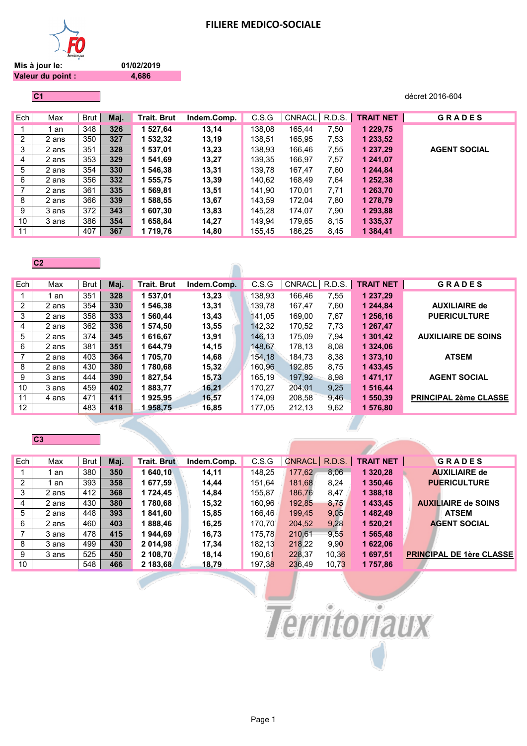# FILIERE MEDICO-SOCIALE

**Mis à jour le:** 01/02/2019

**Valeur du point :** 4,686

## C1

décret 2016-604

| Ech | Max | Brut | Maj. | Trait. Brut | Indem.Comp. | C.S.G | CNRACL | R.D.S. | TRAIT NET | GRADES |
|---|---|---|---|---|---|---|---|---|---|---|
| 1 | 1 an | 348 | **326** | **1 527,64** | **13,14** | 138,08 | 165,44 | 7,50 | **1 229,75** | |
| 2 | 2 ans | 350 | **327** | **1 532,32** | **13,19** | 138,51 | 165,95 | 7,53 | **1 233,52** | |
| 3 | 2 ans | 351 | **328** | **1 537,01** | **13,23** | 138,93 | 166,46 | 7,55 | **1 237,29** | **AGENT SOCIAL** |
| 4 | 2 ans | 353 | **329** | **1 541,69** | **13,27** | 139,35 | 166,97 | 7,57 | **1 241,07** | |
| 5 | 2 ans | 354 | **330** | **1 546,38** | **13,31** | 139,78 | 167,47 | 7,60 | **1 244,84** | |
| 6 | 2 ans | 356 | **332** | **1 555,75** | **13,39** | 140,62 | 168,49 | 7,64 | **1 252,38** | |
| 7 | 2 ans | 361 | **335** | **1 569,81** | **13,51** | 141,90 | 170,01 | 7,71 | **1 263,70** | |
| 8 | 2 ans | 366 | **339** | **1 588,55** | **13,67** | 143,59 | 172,04 | 7,80 | **1 278,79** | |
| 9 | 3 ans | 372 | **343** | **1 607,30** | **13,83** | 145,28 | 174,07 | 7,90 | **1 293,88** | |
| 10 | 3 ans | 386 | **354** | **1 658,84** | **14,27** | 149,94 | 179,65 | 8,15 | **1 335,37** | |
| 11 | | 407 | **367** | **1 719,76** | **14,80** | 155,45 | 186,25 | 8,45 | **1 384,41** | |

## C2

| Ech | Max | Brut | Maj. | Trait. Brut | Indem.Comp. | C.S.G | CNRACL | R.D.S. | TRAIT NET | GRADES |
|---|---|---|---|---|---|---|---|---|---|---|
| 1 | 1 an | 351 | **328** | **1 537,01** | **13,23** | 138,93 | 166,46 | 7,55 | **1 237,29** | |
| 2 | 2 ans | 354 | **330** | **1 546,38** | **13,31** | 139,78 | 167,47 | 7,60 | **1 244,84** | **AUXILIAIRE de** |
| 3 | 2 ans | 358 | **333** | **1 560,44** | **13,43** | 141,05 | 169,00 | 7,67 | **1 256,16** | **PUERICULTURE** |
| 4 | 2 ans | 362 | **336** | **1 574,50** | **13,55** | 142,32 | 170,52 | 7,73 | **1 267,47** | |
| 5 | 2 ans | 374 | **345** | **1 616,67** | **13,91** | 146,13 | 175,09 | 7,94 | **1 301,42** | **AUXILIAIRE DE SOINS** |
| 6 | 2 ans | 381 | **351** | **1 644,79** | **14,15** | 148,67 | 178,13 | 8,08 | **1 324,06** | |
| 7 | 2 ans | 403 | **364** | **1 705,70** | **14,68** | 154,18 | 184,73 | 8,38 | **1 373,10** | **ATSEM** |
| 8 | 2 ans | 430 | **380** | **1 780,68** | **15,32** | 160,96 | 192,85 | 8,75 | **1 433,45** | |
| 9 | 3 ans | 444 | **390** | **1 827,54** | **15,73** | 165,19 | 197,92 | 8,98 | **1 471,17** | **AGENT SOCIAL** |
| 10 | 3 ans | 459 | **402** | **1 883,77** | **16,21** | 170,27 | 204,01 | 9,25 | **1 516,44** | |
| 11 | 4 ans | 471 | **411** | **1 925,95** | **16,57** | 174,09 | 208,58 | 9,46 | **1 550,39** | **PRINCIPAL 2ème CLASSE** |
| 12 | | 483 | **418** | **1 958,75** | **16,85** | 177,05 | 212,13 | 9,62 | **1 576,80** | |

## C3

| Ech | Max | Brut | Maj. | Trait. Brut | Indem.Comp. | C.S.G | CNRACL | R.D.S. | TRAIT NET | GRADES |
|---|---|---|---|---|---|---|---|---|---|---|
| 1 | 1 an | 380 | **350** | **1 640,10** | **14,11** | 148,25 | 177,62 | 8,06 | **1 320,28** | **AUXILIAIRE de** |
| 2 | 1 an | 393 | **358** | **1 677,59** | **14,44** | 151,64 | 181,68 | 8,24 | **1 350,46** | **PUERICULTURE** |
| 3 | 2 ans | 412 | **368** | **1 724,45** | **14,84** | 155,87 | 186,76 | 8,47 | **1 388,18** | |
| 4 | 2 ans | 430 | **380** | **1 780,68** | **15,32** | 160,96 | 192,85 | 8,75 | **1 433,45** | **AUXILIAIRE de SOINS** |
| 5 | 2 ans | 448 | **393** | **1 841,60** | **15,85** | 166,46 | 199,45 | 9,05 | **1 482,49** | **ATSEM** |
| 6 | 2 ans | 460 | **403** | **1 888,46** | **16,25** | 170,70 | 204,52 | 9,28 | **1 520,21** | **AGENT SOCIAL** |
| 7 | 3 ans | 478 | **415** | **1 944,69** | **16,73** | 175,78 | 210,61 | 9,55 | **1 565,48** | |
| 8 | 3 ans | 499 | **430** | **2 014,98** | **17,34** | 182,13 | 218,22 | 9,90 | **1 622,06** | |
| 9 | 3 ans | 525 | **450** | **2 108,70** | **18,14** | 190,61 | 228,37 | 10,36 | **1 697,51** | **PRINCIPAL DE 1ère CLASSE** |
| 10 | | 548 | **466** | **2 183,68** | **18,79** | 197,38 | 236,49 | 10,73 | **1 757,86** | |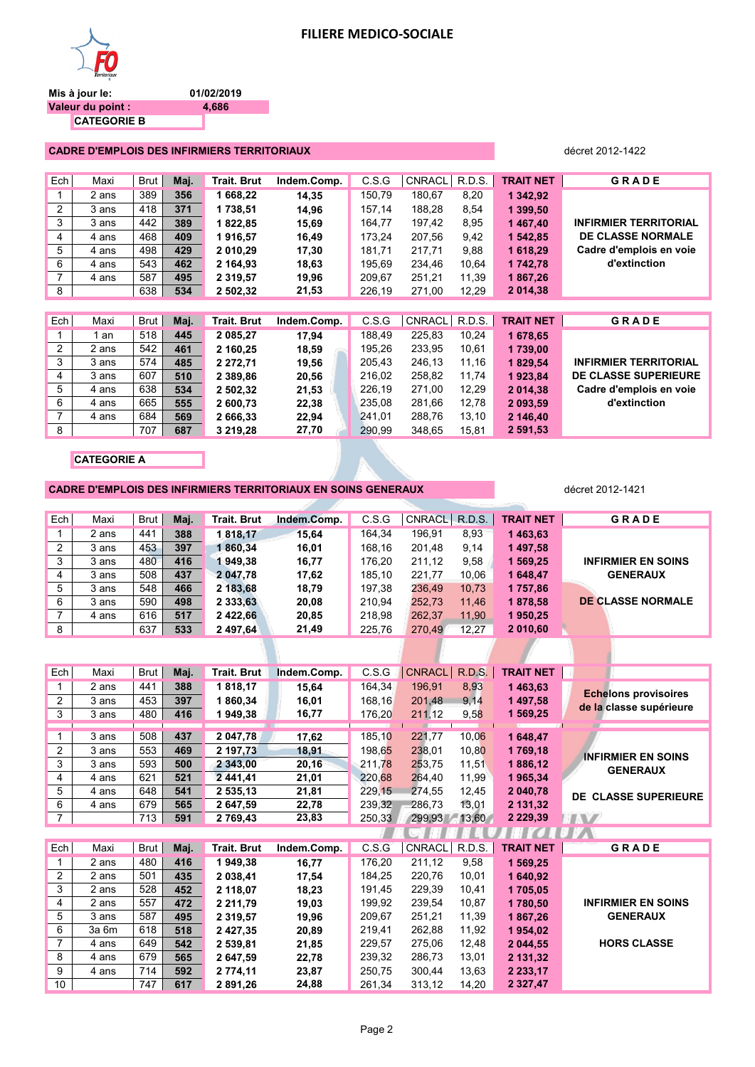# FILIERE MEDICO-SOCIALE

**Mis à jour le:** 01/02/2019

**Valeur du point :** 4,686

**CATEGORIE B**

## CADRE D'EMPLOIS DES INFIRMIERS TERRITORIAUX

décret 2012-1422

| Ech | Maxi | Brut | Maj. | Trait. Brut | Indem.Comp. | C.S.G | CNRACL | R.D.S. | TRAIT NET | GRADE |
|---|---|---|---|---|---|---|---|---|---|---|
| 1 | 2 ans | 389 | 356 | 1 668,22 | 14,35 | 150,79 | 180,67 | 8,20 | 1 342,92 | INFIRMIER TERRITORIAL DE CLASSE NORMALE Cadre d'emplois en voie d'extinction |
| 2 | 3 ans | 418 | 371 | 1 738,51 | 14,96 | 157,14 | 188,28 | 8,54 | 1 399,50 | |
| 3 | 3 ans | 442 | 389 | 1 822,85 | 15,69 | 164,77 | 197,42 | 8,95 | 1 467,40 | |
| 4 | 4 ans | 468 | 409 | 1 916,57 | 16,49 | 173,24 | 207,56 | 9,42 | 1 542,85 | |
| 5 | 4 ans | 498 | 429 | 2 010,29 | 17,30 | 181,71 | 217,71 | 9,88 | 1 618,29 | |
| 6 | 4 ans | 543 | 462 | 2 164,93 | 18,63 | 195,69 | 234,46 | 10,64 | 1 742,78 | |
| 7 | 4 ans | 587 | 495 | 2 319,57 | 19,96 | 209,67 | 251,21 | 11,39 | 1 867,26 | |
| 8 | | 638 | 534 | 2 502,32 | 21,53 | 226,19 | 271,00 | 12,29 | 2 014,38 | |

| Ech | Maxi | Brut | Maj. | Trait. Brut | Indem.Comp. | C.S.G | CNRACL | R.D.S. | TRAIT NET | GRADE |
|---|---|---|---|---|---|---|---|---|---|---|
| 1 | 1 an | 518 | 445 | 2 085,27 | 17,94 | 188,49 | 225,83 | 10,24 | 1 678,65 | INFIRMIER TERRITORIAL DE CLASSE SUPERIEURE Cadre d'emplois en voie d'extinction |
| 2 | 2 ans | 542 | 461 | 2 160,25 | 18,59 | 195,26 | 233,95 | 10,61 | 1 739,00 | |
| 3 | 3 ans | 574 | 485 | 2 272,71 | 19,56 | 205,43 | 246,13 | 11,16 | 1 829,54 | |
| 4 | 3 ans | 607 | 510 | 2 389,86 | 20,56 | 216,02 | 258,82 | 11,74 | 1 923,84 | |
| 5 | 4 ans | 638 | 534 | 2 502,32 | 21,53 | 226,19 | 271,00 | 12,29 | 2 014,38 | |
| 6 | 4 ans | 665 | 555 | 2 600,73 | 22,38 | 235,08 | 281,66 | 12,78 | 2 093,59 | |
| 7 | 4 ans | 684 | 569 | 2 666,33 | 22,94 | 241,01 | 288,76 | 13,10 | 2 146,40 | |
| 8 | | 707 | 687 | 3 219,28 | 27,70 | 290,99 | 348,65 | 15,81 | 2 591,53 | |

**CATEGORIE A**

## CADRE D'EMPLOIS DES INFIRMIERS TERRITORIAUX EN SOINS GENERAUX

décret 2012-1421

| Ech | Maxi | Brut | Maj. | Trait. Brut | Indem.Comp. | C.S.G | CNRACL | R.D.S. | TRAIT NET | GRADE |
|---|---|---|---|---|---|---|---|---|---|---|
| 1 | 2 ans | 441 | 388 | 1 818,17 | 15,64 | 164,34 | 196,91 | 8,93 | 1 463,63 | INFIRMIER EN SOINS GENERAUX DE CLASSE NORMALE |
| 2 | 3 ans | 453 | 397 | 1 860,34 | 16,01 | 168,16 | 201,48 | 9,14 | 1 497,58 | |
| 3 | 3 ans | 480 | 416 | 1 949,38 | 16,77 | 176,20 | 211,12 | 9,58 | 1 569,25 | |
| 4 | 3 ans | 508 | 437 | 2 047,78 | 17,62 | 185,10 | 221,77 | 10,06 | 1 648,47 | |
| 5 | 3 ans | 548 | 466 | 2 183,68 | 18,79 | 197,38 | 236,49 | 10,73 | 1 757,86 | |
| 6 | 3 ans | 590 | 498 | 2 333,63 | 20,08 | 210,94 | 252,73 | 11,46 | 1 878,58 | |
| 7 | 4 ans | 616 | 517 | 2 422,66 | 20,85 | 218,98 | 262,37 | 11,90 | 1 950,25 | |
| 8 | | 637 | 533 | 2 497,64 | 21,49 | 225,76 | 270,49 | 12,27 | 2 010,60 | |

| Ech | Maxi | Brut | Maj. | Trait. Brut | Indem.Comp. | C.S.G | CNRACL | R.D.S. | TRAIT NET | GRADE |
|---|---|---|---|---|---|---|---|---|---|---|
| 1 | 2 ans | 441 | 388 | 1 818,17 | 15,64 | 164,34 | 196,91 | 8,93 | 1 463,63 | **Echelons provisoires de la classe supérieure** |
| 2 | 3 ans | 453 | 397 | 1 860,34 | 16,01 | 168,16 | 201,48 | 9,14 | 1 497,58 | |
| 3 | 3 ans | 480 | 416 | 1 949,38 | 16,77 | 176,20 | 211,12 | 9,58 | 1 569,25 | |
| 1 | 3 ans | 508 | 437 | 2 047,78 | 17,62 | 185,10 | 221,77 | 10,06 | 1 648,47 | INFIRMIER EN SOINS GENERAUX DE CLASSE SUPERIEURE |
| 2 | 3 ans | 553 | 469 | 2 197,73 | 18,91 | 198,65 | 238,01 | 10,80 | 1 769,18 | |
| 3 | 3 ans | 593 | 500 | 2 343,00 | 20,16 | 211,78 | 253,75 | 11,51 | 1 886,12 | |
| 4 | 4 ans | 621 | 521 | 2 441,41 | 21,01 | 220,68 | 264,40 | 11,99 | 1 965,34 | |
| 5 | 4 ans | 648 | 541 | 2 535,13 | 21,81 | 229,15 | 274,55 | 12,45 | 2 040,78 | |
| 6 | 4 ans | 679 | 565 | 2 647,59 | 22,78 | 239,32 | 286,73 | 13,01 | 2 131,32 | |
| 7 | | 713 | 591 | 2 769,43 | 23,83 | 250,33 | 299,93 | 13,60 | 2 229,39 | |

| Ech | Maxi | Brut | Maj. | Trait. Brut | Indem.Comp. | C.S.G | CNRACL | R.D.S. | TRAIT NET | GRADE |
|---|---|---|---|---|---|---|---|---|---|---|
| 1 | 2 ans | 480 | 416 | 1 949,38 | 16,77 | 176,20 | 211,12 | 9,58 | 1 569,25 | INFIRMIER EN SOINS GENERAUX HORS CLASSE |
| 2 | 2 ans | 501 | 435 | 2 038,41 | 17,54 | 184,25 | 220,76 | 10,01 | 1 640,92 | |
| 3 | 2 ans | 528 | 452 | 2 118,07 | 18,23 | 191,45 | 229,39 | 10,41 | 1 705,05 | |
| 4 | 2 ans | 557 | 472 | 2 211,79 | 19,03 | 199,92 | 239,54 | 10,87 | 1 780,50 | |
| 5 | 3 ans | 587 | 495 | 2 319,57 | 19,96 | 209,67 | 251,21 | 11,39 | 1 867,26 | |
| 6 | 3a 6m | 618 | 518 | 2 427,35 | 20,89 | 219,41 | 262,88 | 11,92 | 1 954,02 | |
| 7 | 4 ans | 649 | 542 | 2 539,81 | 21,85 | 229,57 | 275,06 | 12,48 | 2 044,55 | |
| 8 | 4 ans | 679 | 565 | 2 647,59 | 22,78 | 239,32 | 286,73 | 13,01 | 2 131,32 | |
| 9 | 4 ans | 714 | 592 | 2 774,11 | 23,87 | 250,75 | 300,44 | 13,63 | 2 233,17 | |
| 10 | | 747 | 617 | 2 891,26 | 24,88 | 261,34 | 313,12 | 14,20 | 2 327,47 | |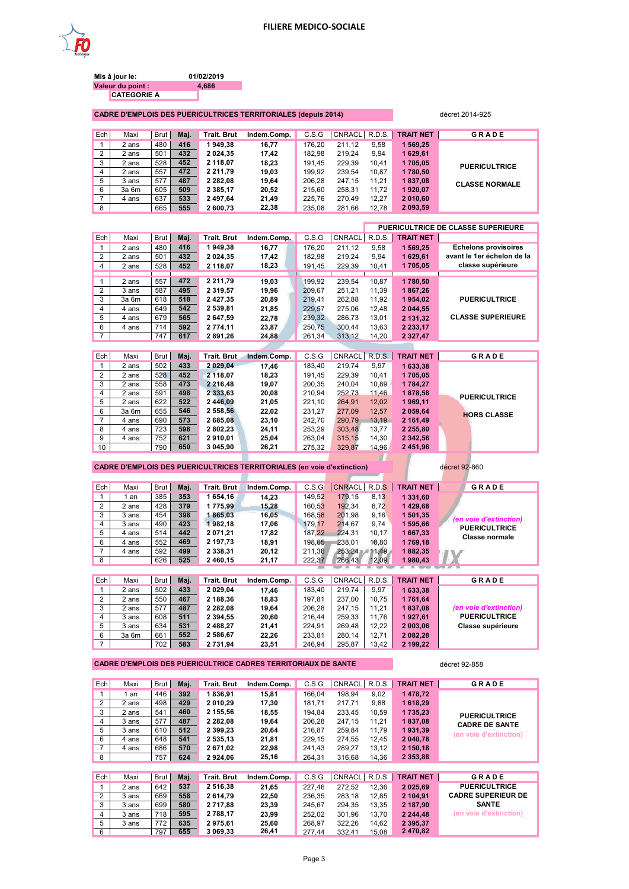# FILIERE MEDICO-SOCIALE

**Mis à jour le:** 01/02/2019
**Valeur du point :** 4,686
**CATEGORIE A**

## CADRE D'EMPLOIS DES PUERICULTRICES TERRITORIALES (depuis 2014)

décret 2014-925

| Ech | Maxi | Brut | Maj. | Trait. Brut | Indem.Comp. | C.S.G | CNRACL | R.D.S. | TRAIT NET | GRADE |
|---|---|---|---|---|---|---|---|---|---|---|
| 1 | 2 ans | 480 | 416 | 1 949,38 | 16,77 | 176,20 | 211,12 | 9,58 | 1 569,25 | PUERICULTRICE CLASSE NORMALE |
| 2 | 2 ans | 501 | 432 | 2 024,35 | 17,42 | 182,98 | 219,24 | 9,94 | 1 629,61 | |
| 3 | 2 ans | 528 | 452 | 2 118,07 | 18,23 | 191,45 | 229,39 | 10,41 | 1 705,05 | |
| 4 | 2 ans | 557 | 472 | 2 211,79 | 19,03 | 199,92 | 239,54 | 10,87 | 1 780,50 | |
| 5 | 3 ans | 577 | 487 | 2 282,08 | 19,64 | 206,28 | 247,15 | 11,21 | 1 837,08 | |
| 6 | 3a 6m | 605 | 509 | 2 385,17 | 20,52 | 215,60 | 258,31 | 11,72 | 1 920,07 | |
| 7 | 4 ans | 637 | 533 | 2 497,64 | 21,49 | 225,76 | 270,49 | 12,27 | 2 010,60 | |
| 8 | | 665 | 555 | 2 600,73 | 22,38 | 235,08 | 281,66 | 12,78 | 2 093,59 | |

**PUERICULTRICE DE CLASSE SUPERIEURE**

| Ech | Maxi | Brut | Maj. | Trait. Brut | Indem.Comp. | C.S.G | CNRACL | R.D.S. | TRAIT NET | GRADE |
|---|---|---|---|---|---|---|---|---|---|---|
| 1 | 2 ans | 480 | 416 | 1 949,38 | 16,77 | 176,20 | 211,12 | 9,58 | 1 569,25 | Echelons provisoires avant le 1er échelon de la classe supérieure |
| 2 | 2 ans | 501 | 432 | 2 024,35 | 17,42 | 182,98 | 219,24 | 9,94 | 1 629,61 | |
| 4 | 2 ans | 528 | 452 | 2 118,07 | 18,23 | 191,45 | 229,39 | 10,41 | 1 705,05 | |
| 1 | 2 ans | 557 | 472 | 2 211,79 | 19,03 | 199,92 | 239,54 | 10,87 | 1 780,50 | PUERICULTRICE CLASSE SUPERIEURE |
| 2 | 3 ans | 587 | 495 | 2 319,57 | 19,96 | 209,67 | 251,21 | 11,39 | 1 867,26 | |
| 3 | 3a 6m | 618 | 518 | 2 427,35 | 20,89 | 219,41 | 262,88 | 11,92 | 1 954,02 | |
| 4 | 4 ans | 649 | 542 | 2 539,81 | 21,85 | 229,57 | 275,06 | 12,48 | 2 044,55 | |
| 5 | 4 ans | 679 | 565 | 2 647,59 | 22,78 | 239,32 | 286,73 | 13,01 | 2 131,32 | |
| 6 | 4 ans | 714 | 592 | 2 774,11 | 23,87 | 250,75 | 300,44 | 13,63 | 2 233,17 | |
| 7 | | 747 | 617 | 2 891,26 | 24,88 | 261,34 | 313,12 | 14,20 | 2 327,47 | |

| Ech | Maxi | Brut | Maj. | Trait. Brut | Indem.Comp. | C.S.G | CNRACL | R.D.S. | TRAIT NET | GRADE |
|---|---|---|---|---|---|---|---|---|---|---|
| 1 | 2 ans | 502 | 433 | 2 029,04 | 17,46 | 183,40 | 219,74 | 9,97 | 1 633,38 | PUERICULTRICE HORS CLASSE |
| 2 | 2 ans | 528 | 452 | 2 118,07 | 18,23 | 191,45 | 229,39 | 10,41 | 1 705,05 | |
| 3 | 2 ans | 558 | 473 | 2 216,48 | 19,07 | 200,35 | 240,04 | 10,89 | 1 784,27 | |
| 4 | 2 ans | 591 | 498 | 2 333,63 | 20,08 | 210,94 | 252,73 | 11,46 | 1 878,58 | |
| 5 | 2 ans | 622 | 522 | 2 446,09 | 21,05 | 221,10 | 264,91 | 12,02 | 1 969,11 | |
| 6 | 3a 6m | 655 | 546 | 2 558,56 | 22,02 | 231,27 | 277,09 | 12,57 | 2 059,64 | |
| 7 | 4 ans | 690 | 573 | 2 685,08 | 23,10 | 242,70 | 290,79 | 13,19 | 2 161,49 | |
| 8 | 4 ans | 723 | 598 | 2 802,23 | 24,11 | 253,29 | 303,48 | 13,77 | 2 255,80 | |
| 9 | 4 ans | 752 | 621 | 2 910,01 | 25,04 | 263,04 | 315,15 | 14,30 | 2 342,56 | |
| 10 | | 790 | 650 | 3 045,90 | 26,21 | 275,32 | 329,87 | 14,96 | 2 451,96 | |

## CADRE D'EMPLOIS DES PUERICULTRICES TERRITORIALES (en voie d'extinction)

décret 92-860

| Ech | Maxi | Brut | Maj. | Trait. Brut | Indem.Comp. | C.S.G | CNRACL | R.D.S. | TRAIT NET | GRADE |
|---|---|---|---|---|---|---|---|---|---|---|
| 1 | 1 an | 385 | 353 | 1 654,16 | 14,23 | 149,52 | 179,15 | 8,13 | 1 331,60 | *(en voie d'extinction)* PUERICULTRICE Classe normale |
| 2 | 2 ans | 428 | 379 | 1 775,99 | 15,28 | 160,53 | 192,34 | 8,72 | 1 429,68 | |
| 3 | 3 ans | 454 | 398 | 1 865,03 | 16,05 | 168,58 | 201,98 | 9,16 | 1 501,35 | |
| 4 | 3 ans | 490 | 423 | 1 982,18 | 17,06 | 179,17 | 214,67 | 9,74 | 1 595,66 | |
| 5 | 4 ans | 514 | 442 | 2 071,21 | 17,82 | 187,22 | 224,31 | 10,17 | 1 667,33 | |
| 6 | 4 ans | 552 | 469 | 2 197,73 | 18,91 | 198,65 | 238,01 | 10,80 | 1 769,18 | |
| 7 | 4 ans | 592 | 499 | 2 338,31 | 20,12 | 211,36 | 253,24 | 11,49 | 1 882,35 | |
| 8 | | 626 | 525 | 2 460,15 | 21,17 | 222,37 | 266,43 | 12,09 | 1 980,43 | |

| Ech | Maxi | Brut | Maj. | Trait. Brut | Indem.Comp. | C.S.G | CNRACL | R.D.S. | TRAIT NET | GRADE |
|---|---|---|---|---|---|---|---|---|---|---|
| 1 | 2 ans | 502 | 433 | 2 029,04 | 17,46 | 183,40 | 219,74 | 9,97 | 1 633,38 | *(en voie d'extinction)* PUERICULTRICE Classe supérieure |
| 2 | 2 ans | 550 | 467 | 2 188,36 | 18,83 | 197,81 | 237,00 | 10,75 | 1 761,64 | |
| 3 | 2 ans | 577 | 487 | 2 282,08 | 19,64 | 206,28 | 247,15 | 11,21 | 1 837,08 | |
| 4 | 3 ans | 608 | 511 | 2 394,55 | 20,60 | 216,44 | 259,33 | 11,76 | 1 927,61 | |
| 5 | 3 ans | 634 | 531 | 2 488,27 | 21,41 | 224,91 | 269,48 | 12,22 | 2 003,06 | |
| 6 | 3a 6m | 661 | 552 | 2 586,67 | 22,26 | 233,81 | 280,14 | 12,71 | 2 082,28 | |
| 7 | | 702 | 583 | 2 731,94 | 23,51 | 246,94 | 295,87 | 13,42 | 2 199,22 | |

## CADRE D'EMPLOIS DES PUERICULTRICE CADRES TERRITORIAUX DE SANTE

décret 92-858

| Ech | Maxi | Brut | Maj. | Trait. Brut | Indem.Comp. | C.S.G | CNRACL | R.D.S. | TRAIT NET | GRADE |
|---|---|---|---|---|---|---|---|---|---|---|
| 1 | 1 an | 446 | 392 | 1 836,91 | 15,81 | 166,04 | 198,94 | 9,02 | 1 478,72 | PUERICULTRICE CADRE DE SANTE (en voie d'extinction) |
| 2 | 2 ans | 498 | 429 | 2 010,29 | 17,30 | 181,71 | 217,71 | 9,88 | 1 618,29 | |
| 3 | 2 ans | 541 | 460 | 2 155,56 | 18,55 | 194,84 | 233,45 | 10,59 | 1 735,23 | |
| 4 | 3 ans | 577 | 487 | 2 282,08 | 19,64 | 206,28 | 247,15 | 11,21 | 1 837,08 | |
| 5 | 3 ans | 610 | 512 | 2 399,23 | 20,64 | 216,87 | 259,84 | 11,79 | 1 931,39 | |
| 6 | 4 ans | 648 | 541 | 2 535,13 | 21,81 | 229,15 | 274,55 | 12,45 | 2 040,78 | |
| 7 | 4 ans | 686 | 570 | 2 671,02 | 22,98 | 241,43 | 289,27 | 13,12 | 2 150,18 | |
| 8 | | 757 | 624 | 2 924,06 | 25,16 | 264,31 | 316,68 | 14,36 | 2 353,88 | |

| Ech | Maxi | Brut | Maj. | Trait. Brut | Indem.Comp. | C.S.G | CNRACL | R.D.S. | TRAIT NET | GRADE |
|---|---|---|---|---|---|---|---|---|---|---|
| 1 | 2 ans | 642 | 537 | 2 516,38 | 21,65 | 227,46 | 272,52 | 12,36 | 2 025,69 | PUERICULTRICE CADRE SUPERIEUR DE SANTE (en voie d'extinction) |
| 2 | 3 ans | 669 | 558 | 2 614,79 | 22,50 | 236,35 | 283,18 | 12,85 | 2 104,91 | |
| 3 | 3 ans | 699 | 580 | 2 717,88 | 23,39 | 245,67 | 294,35 | 13,35 | 2 187,90 | |
| 4 | 3 ans | 718 | 595 | 2 788,17 | 23,99 | 252,02 | 301,96 | 13,70 | 2 244,48 | |
| 5 | 3 ans | 772 | 635 | 2 975,61 | 25,60 | 268,97 | 322,26 | 14,62 | 2 395,37 | |
| 6 | | 797 | 655 | 3 069,33 | 26,41 | 277,44 | 332,41 | 15,08 | 2 470,82 | |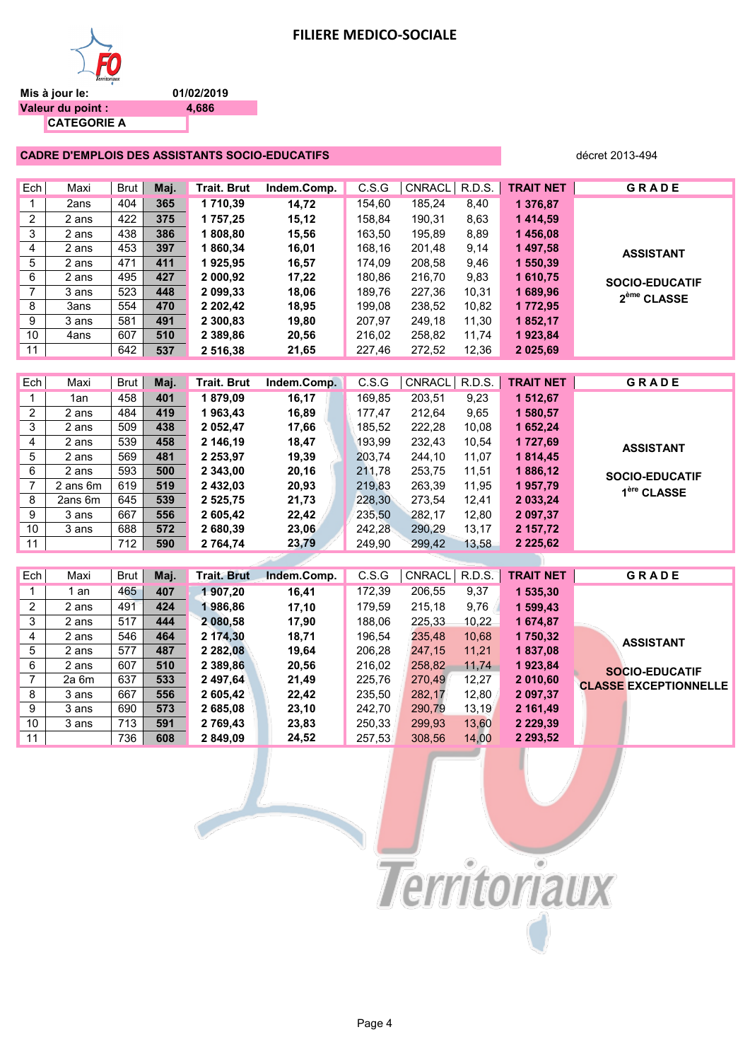# FILIERE MEDICO-SOCIALE

Mis à jour le: 01/02/2019

**Valeur du point : 4,686**

**CATEGORIE A**

**CADRE D'EMPLOIS DES ASSISTANTS SOCIO-EDUCATIFS** — décret 2013-494

| Ech | Maxi | Brut | Maj. | Trait. Brut | Indem.Comp. | C.S.G | CNRACL | R.D.S. | TRAIT NET | GRADE |
|---|---|---|---|---|---|---|---|---|---|---|
| 1 | 2ans | 404 | 365 | 1 710,39 | 14,72 | 154,60 | 185,24 | 8,40 | 1 376,87 | ASSISTANT SOCIO-EDUCATIF 2ème CLASSE |
| 2 | 2 ans | 422 | 375 | 1 757,25 | 15,12 | 158,84 | 190,31 | 8,63 | 1 414,59 | |
| 3 | 2 ans | 438 | 386 | 1 808,80 | 15,56 | 163,50 | 195,89 | 8,89 | 1 456,08 | |
| 4 | 2 ans | 453 | 397 | 1 860,34 | 16,01 | 168,16 | 201,48 | 9,14 | 1 497,58 | |
| 5 | 2 ans | 471 | 411 | 1 925,95 | 16,57 | 174,09 | 208,58 | 9,46 | 1 550,39 | |
| 6 | 2 ans | 495 | 427 | 2 000,92 | 17,22 | 180,86 | 216,70 | 9,83 | 1 610,75 | |
| 7 | 3 ans | 523 | 448 | 2 099,33 | 18,06 | 189,76 | 227,36 | 10,31 | 1 689,96 | |
| 8 | 3ans | 554 | 470 | 2 202,42 | 18,95 | 199,08 | 238,52 | 10,82 | 1 772,95 | |
| 9 | 3 ans | 581 | 491 | 2 300,83 | 19,80 | 207,97 | 249,18 | 11,30 | 1 852,17 | |
| 10 | 4ans | 607 | 510 | 2 389,86 | 20,56 | 216,02 | 258,82 | 11,74 | 1 923,84 | |
| 11 | | 642 | 537 | 2 516,38 | 21,65 | 227,46 | 272,52 | 12,36 | 2 025,69 | |

| Ech | Maxi | Brut | Maj. | Trait. Brut | Indem.Comp. | C.S.G | CNRACL | R.D.S. | TRAIT NET | GRADE |
|---|---|---|---|---|---|---|---|---|---|---|
| 1 | 1an | 458 | 401 | 1 879,09 | 16,17 | 169,85 | 203,51 | 9,23 | 1 512,67 | ASSISTANT SOCIO-EDUCATIF 1ère CLASSE |
| 2 | 2 ans | 484 | 419 | 1 963,43 | 16,89 | 177,47 | 212,64 | 9,65 | 1 580,57 | |
| 3 | 2 ans | 509 | 438 | 2 052,47 | 17,66 | 185,52 | 222,28 | 10,08 | 1 652,24 | |
| 4 | 2 ans | 539 | 458 | 2 146,19 | 18,47 | 193,99 | 232,43 | 10,54 | 1 727,69 | |
| 5 | 2 ans | 569 | 481 | 2 253,97 | 19,39 | 203,74 | 244,10 | 11,07 | 1 814,45 | |
| 6 | 2 ans | 593 | 500 | 2 343,00 | 20,16 | 211,78 | 253,75 | 11,51 | 1 886,12 | |
| 7 | 2 ans 6m | 619 | 519 | 2 432,03 | 20,93 | 219,83 | 263,39 | 11,95 | 1 957,79 | |
| 8 | 2ans 6m | 645 | 539 | 2 525,75 | 21,73 | 228,30 | 273,54 | 12,41 | 2 033,24 | |
| 9 | 3 ans | 667 | 556 | 2 605,42 | 22,42 | 235,50 | 282,17 | 12,80 | 2 097,37 | |
| 10 | 3 ans | 688 | 572 | 2 680,39 | 23,06 | 242,28 | 290,29 | 13,17 | 2 157,72 | |
| 11 | | 712 | 590 | 2 764,74 | 23,79 | 249,90 | 299,42 | 13,58 | 2 225,62 | |

| Ech | Maxi | Brut | Maj. | Trait. Brut | Indem.Comp. | C.S.G | CNRACL | R.D.S. | TRAIT NET | GRADE |
|---|---|---|---|---|---|---|---|---|---|---|
| 1 | 1 an | 465 | 407 | 1 907,20 | 16,41 | 172,39 | 206,55 | 9,37 | 1 535,30 | ASSISTANT SOCIO-EDUCATIF CLASSE EXCEPTIONNELLE |
| 2 | 2 ans | 491 | 424 | 1 986,86 | 17,10 | 179,59 | 215,18 | 9,76 | 1 599,43 | |
| 3 | 2 ans | 517 | 444 | 2 080,58 | 17,90 | 188,06 | 225,33 | 10,22 | 1 674,87 | |
| 4 | 2 ans | 546 | 464 | 2 174,30 | 18,71 | 196,54 | 235,48 | 10,68 | 1 750,32 | |
| 5 | 2 ans | 577 | 487 | 2 282,08 | 19,64 | 206,28 | 247,15 | 11,21 | 1 837,08 | |
| 6 | 2 ans | 607 | 510 | 2 389,86 | 20,56 | 216,02 | 258,82 | 11,74 | 1 923,84 | |
| 7 | 2a 6m | 637 | 533 | 2 497,64 | 21,49 | 225,76 | 270,49 | 12,27 | 2 010,60 | |
| 8 | 3 ans | 667 | 556 | 2 605,42 | 22,42 | 235,50 | 282,17 | 12,80 | 2 097,37 | |
| 9 | 3 ans | 690 | 573 | 2 685,08 | 23,10 | 242,70 | 290,79 | 13,19 | 2 161,49 | |
| 10 | 3 ans | 713 | 591 | 2 769,43 | 23,83 | 250,33 | 299,93 | 13,60 | 2 229,39 | |
| 11 | | 736 | 608 | 2 849,09 | 24,52 | 257,53 | 308,56 | 14,00 | 2 293,52 | |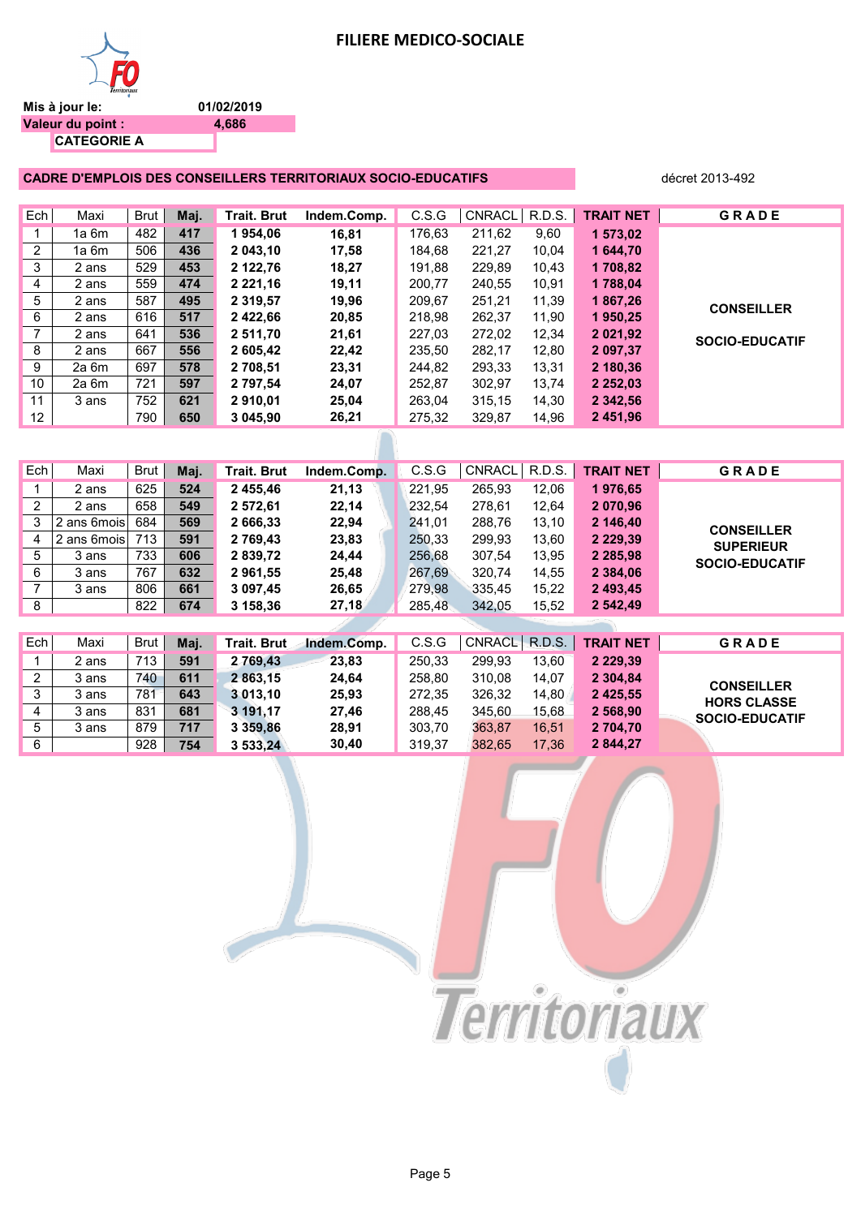## FILIERE MEDICO-SOCIALE

**Mis à jour le:** 01/02/2019

**Valeur du point :** 4,686

**CATEGORIE A**

### CADRE D'EMPLOIS DES CONSEILLERS TERRITORIAUX SOCIO-EDUCATIFS

décret 2013-492

| Ech | Maxi | Brut | Maj. | Trait. Brut | Indem.Comp. | C.S.G | CNRACL | R.D.S. | TRAIT NET | GRADE |
|---|---|---|---|---|---|---|---|---|---|---|
| 1 | 1a 6m | 482 | 417 | 1 954,06 | 16,81 | 176,63 | 211,62 | 9,60 | 1 573,02 | CONSEILLER SOCIO-EDUCATIF |
| 2 | 1a 6m | 506 | 436 | 2 043,10 | 17,58 | 184,68 | 221,27 | 10,04 | 1 644,70 | |
| 3 | 2 ans | 529 | 453 | 2 122,76 | 18,27 | 191,88 | 229,89 | 10,43 | 1 708,82 | |
| 4 | 2 ans | 559 | 474 | 2 221,16 | 19,11 | 200,77 | 240,55 | 10,91 | 1 788,04 | |
| 5 | 2 ans | 587 | 495 | 2 319,57 | 19,96 | 209,67 | 251,21 | 11,39 | 1 867,26 | |
| 6 | 2 ans | 616 | 517 | 2 422,66 | 20,85 | 218,98 | 262,37 | 11,90 | 1 950,25 | |
| 7 | 2 ans | 641 | 536 | 2 511,70 | 21,61 | 227,03 | 272,02 | 12,34 | 2 021,92 | |
| 8 | 2 ans | 667 | 556 | 2 605,42 | 22,42 | 235,50 | 282,17 | 12,80 | 2 097,37 | |
| 9 | 2a 6m | 697 | 578 | 2 708,51 | 23,31 | 244,82 | 293,33 | 13,31 | 2 180,36 | |
| 10 | 2a 6m | 721 | 597 | 2 797,54 | 24,07 | 252,87 | 302,97 | 13,74 | 2 252,03 | |
| 11 | 3 ans | 752 | 621 | 2 910,01 | 25,04 | 263,04 | 315,15 | 14,30 | 2 342,56 | |
| 12 | | 790 | 650 | 3 045,90 | 26,21 | 275,32 | 329,87 | 14,96 | 2 451,96 | |

| Ech | Maxi | Brut | Maj. | Trait. Brut | Indem.Comp. | C.S.G | CNRACL | R.D.S. | TRAIT NET | GRADE |
|---|---|---|---|---|---|---|---|---|---|---|
| 1 | 2 ans | 625 | 524 | 2 455,46 | 21,13 | 221,95 | 265,93 | 12,06 | 1 976,65 | CONSEILLER SUPERIEUR SOCIO-EDUCATIF |
| 2 | 2 ans | 658 | 549 | 2 572,61 | 22,14 | 232,54 | 278,61 | 12,64 | 2 070,96 | |
| 3 | 2 ans 6mois | 684 | 569 | 2 666,33 | 22,94 | 241,01 | 288,76 | 13,10 | 2 146,40 | |
| 4 | 2 ans 6mois | 713 | 591 | 2 769,43 | 23,83 | 250,33 | 299,93 | 13,60 | 2 229,39 | |
| 5 | 3 ans | 733 | 606 | 2 839,72 | 24,44 | 256,68 | 307,54 | 13,95 | 2 285,98 | |
| 6 | 3 ans | 767 | 632 | 2 961,55 | 25,48 | 267,69 | 320,74 | 14,55 | 2 384,06 | |
| 7 | 3 ans | 806 | 661 | 3 097,45 | 26,65 | 279,98 | 335,45 | 15,22 | 2 493,45 | |
| 8 | | 822 | 674 | 3 158,36 | 27,18 | 285,48 | 342,05 | 15,52 | 2 542,49 | |

| Ech | Maxi | Brut | Maj. | Trait. Brut | Indem.Comp. | C.S.G | CNRACL | R.D.S. | TRAIT NET | GRADE |
|---|---|---|---|---|---|---|---|---|---|---|
| 1 | 2 ans | 713 | 591 | 2 769,43 | 23,83 | 250,33 | 299,93 | 13,60 | 2 229,39 | CONSEILLER HORS CLASSE SOCIO-EDUCATIF |
| 2 | 3 ans | 740 | 611 | 2 863,15 | 24,64 | 258,80 | 310,08 | 14,07 | 2 304,84 | |
| 3 | 3 ans | 781 | 643 | 3 013,10 | 25,93 | 272,35 | 326,32 | 14,80 | 2 425,55 | |
| 4 | 3 ans | 831 | 681 | 3 191,17 | 27,46 | 288,45 | 345,60 | 15,68 | 2 568,90 | |
| 5 | 3 ans | 879 | 717 | 3 359,86 | 28,91 | 303,70 | 363,87 | 16,51 | 2 704,70 | |
| 6 | | 928 | 754 | 3 533,24 | 30,40 | 319,37 | 382,65 | 17,36 | 2 844,27 | |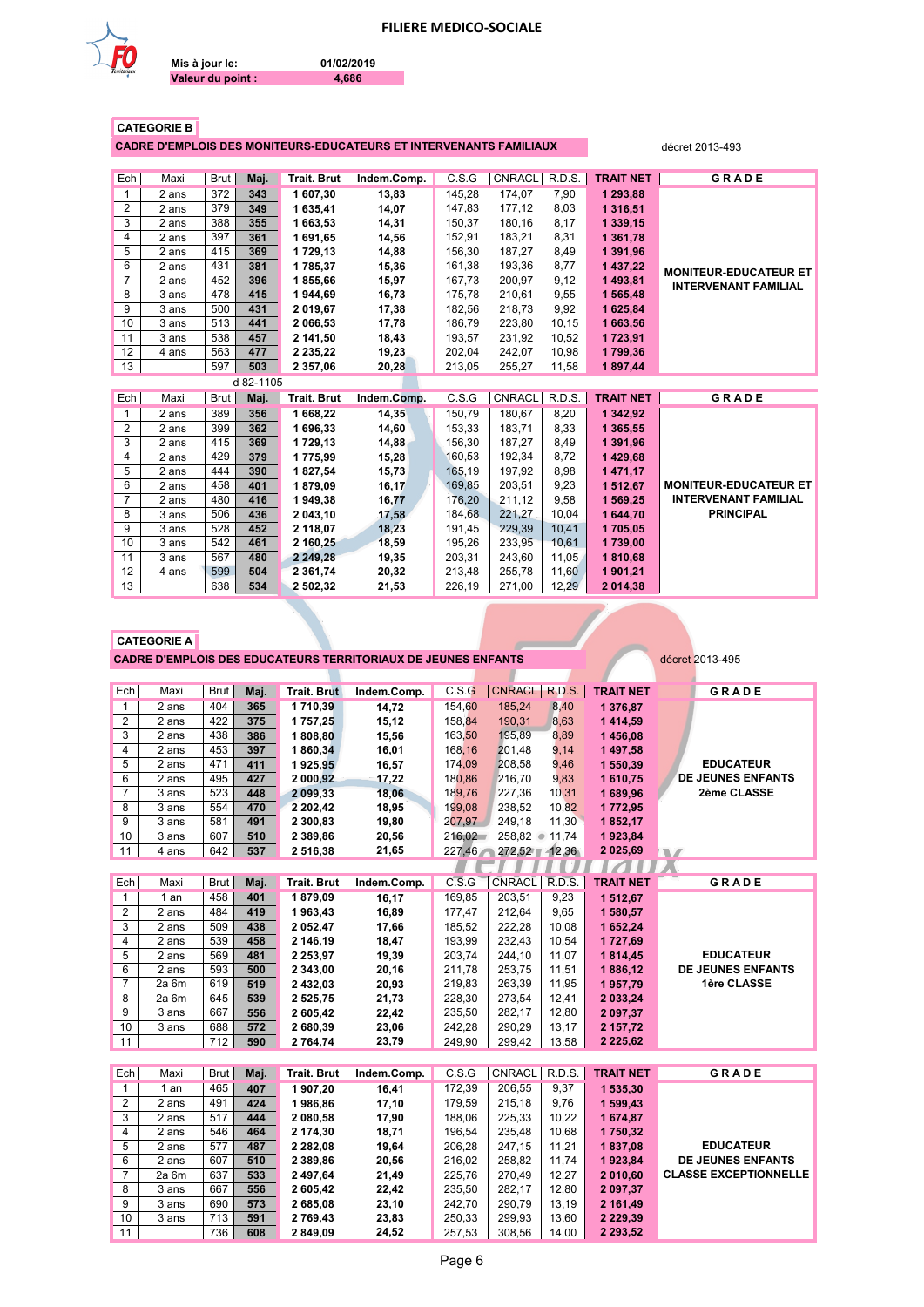# FILIERE MEDICO-SOCIALE

**Mis à jour le:** 01/02/2019
**Valeur du point :** 4,686

## CATEGORIE B

### CADRE D'EMPLOIS DES MONITEURS-EDUCATEURS ET INTERVENANTS FAMILIAUX

décret 2013-493

| Ech | Maxi | Brut | Maj. | Trait. Brut | Indem.Comp. | C.S.G | CNRACL | R.D.S. | TRAIT NET | GRADE |
|---|---|---|---|---|---|---|---|---|---|---|
| 1 | 2 ans | 372 | 343 | 1 607,30 | 13,83 | 145,28 | 174,07 | 7,90 | 1 293,88 | MONITEUR-EDUCATEUR ET INTERVENANT FAMILIAL |
| 2 | 2 ans | 379 | 349 | 1 635,41 | 14,07 | 147,83 | 177,12 | 8,03 | 1 316,51 | |
| 3 | 2 ans | 388 | 355 | 1 663,53 | 14,31 | 150,37 | 180,16 | 8,17 | 1 339,15 | |
| 4 | 2 ans | 397 | 361 | 1 691,65 | 14,56 | 152,91 | 183,21 | 8,31 | 1 361,78 | |
| 5 | 2 ans | 415 | 369 | 1 729,13 | 14,88 | 156,30 | 187,27 | 8,49 | 1 391,96 | |
| 6 | 2 ans | 431 | 381 | 1 785,37 | 15,36 | 161,38 | 193,36 | 8,77 | 1 437,22 | |
| 7 | 2 ans | 452 | 396 | 1 855,66 | 15,97 | 167,73 | 200,97 | 9,12 | 1 493,81 | |
| 8 | 3 ans | 478 | 415 | 1 944,69 | 16,73 | 175,78 | 210,61 | 9,55 | 1 565,48 | |
| 9 | 3 ans | 500 | 431 | 2 019,67 | 17,38 | 182,56 | 218,73 | 9,92 | 1 625,84 | |
| 10 | 3 ans | 513 | 441 | 2 066,53 | 17,78 | 186,79 | 223,80 | 10,15 | 1 663,56 | |
| 11 | 3 ans | 538 | 457 | 2 141,50 | 18,43 | 193,57 | 231,92 | 10,52 | 1 723,91 | |
| 12 | 4 ans | 563 | 477 | 2 235,22 | 19,23 | 202,04 | 242,07 | 10,98 | 1 799,36 | |
| 13 | | 597 | 503 | 2 357,06 | 20,28 | 213,05 | 255,27 | 11,58 | 1 897,44 | |

d 82-1105

| Ech | Maxi | Brut | Maj. | Trait. Brut | Indem.Comp. | C.S.G | CNRACL | R.D.S. | TRAIT NET | GRADE |
|---|---|---|---|---|---|---|---|---|---|---|
| 1 | 2 ans | 389 | 356 | 1 668,22 | 14,35 | 150,79 | 180,67 | 8,20 | 1 342,92 | MONITEUR-EDUCATEUR ET INTERVENANT FAMILIAL PRINCIPAL |
| 2 | 2 ans | 399 | 362 | 1 696,33 | 14,60 | 153,33 | 183,71 | 8,33 | 1 365,55 | |
| 3 | 2 ans | 415 | 369 | 1 729,13 | 14,88 | 156,30 | 187,27 | 8,49 | 1 391,96 | |
| 4 | 2 ans | 429 | 379 | 1 775,99 | 15,28 | 160,53 | 192,34 | 8,72 | 1 429,68 | |
| 5 | 2 ans | 444 | 390 | 1 827,54 | 15,73 | 165,19 | 197,92 | 8,98 | 1 471,17 | |
| 6 | 2 ans | 458 | 401 | 1 879,09 | 16,17 | 169,85 | 203,51 | 9,23 | 1 512,67 | |
| 7 | 2 ans | 480 | 416 | 1 949,38 | 16,77 | 176,20 | 211,12 | 9,58 | 1 569,25 | |
| 8 | 3 ans | 506 | 436 | 2 043,10 | 17,58 | 184,68 | 221,27 | 10,04 | 1 644,70 | |
| 9 | 3 ans | 528 | 452 | 2 118,07 | 18,23 | 191,45 | 229,39 | 10,41 | 1 705,05 | |
| 10 | 3 ans | 542 | 461 | 2 160,25 | 18,59 | 195,26 | 233,95 | 10,61 | 1 739,00 | |
| 11 | 3 ans | 567 | 480 | 2 249,28 | 19,35 | 203,31 | 243,60 | 11,05 | 1 810,68 | |
| 12 | 4 ans | 599 | 504 | 2 361,74 | 20,32 | 213,48 | 255,78 | 11,60 | 1 901,21 | |
| 13 | | 638 | 534 | 2 502,32 | 21,53 | 226,19 | 271,00 | 12,29 | 2 014,38 | |

## CATEGORIE A

### CADRE D'EMPLOIS DES EDUCATEURS TERRITORIAUX DE JEUNES ENFANTS

décret 2013-495

| Ech | Maxi | Brut | Maj. | Trait. Brut | Indem.Comp. | C.S.G | CNRACL | R.D.S. | TRAIT NET | GRADE |
|---|---|---|---|---|---|---|---|---|---|---|
| 1 | 2 ans | 404 | 365 | 1 710,39 | 14,72 | 154,60 | 185,24 | 8,40 | 1 376,87 | EDUCATEUR DE JEUNES ENFANTS 2ème CLASSE |
| 2 | 2 ans | 422 | 375 | 1 757,25 | 15,12 | 158,84 | 190,31 | 8,63 | 1 414,59 | |
| 3 | 2 ans | 438 | 386 | 1 808,80 | 15,56 | 163,50 | 195,89 | 8,89 | 1 456,08 | |
| 4 | 2 ans | 453 | 397 | 1 860,34 | 16,01 | 168,16 | 201,48 | 9,14 | 1 497,58 | |
| 5 | 2 ans | 471 | 411 | 1 925,95 | 16,57 | 174,09 | 208,58 | 9,46 | 1 550,39 | |
| 6 | 2 ans | 495 | 427 | 2 000,92 | 17,22 | 180,86 | 216,70 | 9,83 | 1 610,75 | |
| 7 | 3 ans | 523 | 448 | 2 099,33 | 18,06 | 189,76 | 227,36 | 10,31 | 1 689,96 | |
| 8 | 3 ans | 554 | 470 | 2 202,42 | 18,95 | 199,08 | 238,52 | 10,82 | 1 772,95 | |
| 9 | 3 ans | 581 | 491 | 2 300,83 | 19,80 | 207,97 | 249,18 | 11,30 | 1 852,17 | |
| 10 | 3 ans | 607 | 510 | 2 389,86 | 20,56 | 216,02 | 258,82 | 11,74 | 1 923,84 | |
| 11 | 4 ans | 642 | 537 | 2 516,38 | 21,65 | 227,46 | 272,52 | 12,36 | 2 025,69 | |

| Ech | Maxi | Brut | Maj. | Trait. Brut | Indem.Comp. | C.S.G | CNRACL | R.D.S. | TRAIT NET | GRADE |
|---|---|---|---|---|---|---|---|---|---|---|
| 1 | 1 an | 458 | 401 | 1 879,09 | 16,17 | 169,85 | 203,51 | 9,23 | 1 512,67 | EDUCATEUR DE JEUNES ENFANTS 1ère CLASSE |
| 2 | 2 ans | 484 | 419 | 1 963,43 | 16,89 | 177,47 | 212,64 | 9,65 | 1 580,57 | |
| 3 | 2 ans | 509 | 438 | 2 052,47 | 17,66 | 185,52 | 222,28 | 10,08 | 1 652,24 | |
| 4 | 2 ans | 539 | 458 | 2 146,19 | 18,47 | 193,99 | 232,43 | 10,54 | 1 727,69 | |
| 5 | 2 ans | 569 | 481 | 2 253,97 | 19,39 | 203,74 | 244,10 | 11,07 | 1 814,45 | |
| 6 | 2 ans | 593 | 500 | 2 343,00 | 20,16 | 211,78 | 253,75 | 11,51 | 1 886,12 | |
| 7 | 2a 6m | 619 | 519 | 2 432,03 | 20,93 | 219,83 | 263,39 | 11,95 | 1 957,79 | |
| 8 | 2a 6m | 645 | 539 | 2 525,75 | 21,73 | 228,30 | 273,54 | 12,41 | 2 033,24 | |
| 9 | 3 ans | 667 | 556 | 2 605,42 | 22,42 | 235,50 | 282,17 | 12,80 | 2 097,37 | |
| 10 | 3 ans | 688 | 572 | 2 680,39 | 23,06 | 242,28 | 290,29 | 13,17 | 2 157,72 | |
| 11 | | 712 | 590 | 2 764,74 | 23,79 | 249,90 | 299,42 | 13,58 | 2 225,62 | |

| Ech | Maxi | Brut | Maj. | Trait. Brut | Indem.Comp. | C.S.G | CNRACL | R.D.S. | TRAIT NET | GRADE |
|---|---|---|---|---|---|---|---|---|---|---|
| 1 | 1 an | 465 | 407 | 1 907,20 | 16,41 | 172,39 | 206,55 | 9,37 | 1 535,30 | EDUCATEUR DE JEUNES ENFANTS CLASSE EXCEPTIONNELLE |
| 2 | 2 ans | 491 | 424 | 1 986,86 | 17,10 | 179,59 | 215,18 | 9,76 | 1 599,43 | |
| 3 | 2 ans | 517 | 444 | 2 080,58 | 17,90 | 188,06 | 225,33 | 10,22 | 1 674,87 | |
| 4 | 2 ans | 546 | 464 | 2 174,30 | 18,71 | 196,54 | 235,48 | 10,68 | 1 750,32 | |
| 5 | 2 ans | 577 | 487 | 2 282,08 | 19,64 | 206,28 | 247,15 | 11,21 | 1 837,08 | |
| 6 | 2 ans | 607 | 510 | 2 389,86 | 20,56 | 216,02 | 258,82 | 11,74 | 1 923,84 | |
| 7 | 2a 6m | 637 | 533 | 2 497,64 | 21,49 | 225,76 | 270,49 | 12,27 | 2 010,60 | |
| 8 | 3 ans | 667 | 556 | 2 605,42 | 22,42 | 235,50 | 282,17 | 12,80 | 2 097,37 | |
| 9 | 3 ans | 690 | 573 | 2 685,08 | 23,10 | 242,70 | 290,79 | 13,19 | 2 161,49 | |
| 10 | 3 ans | 713 | 591 | 2 769,43 | 23,83 | 250,33 | 299,93 | 13,60 | 2 229,39 | |
| 11 | | 736 | 608 | 2 849,09 | 24,52 | 257,53 | 308,56 | 14,00 | 2 293,52 | |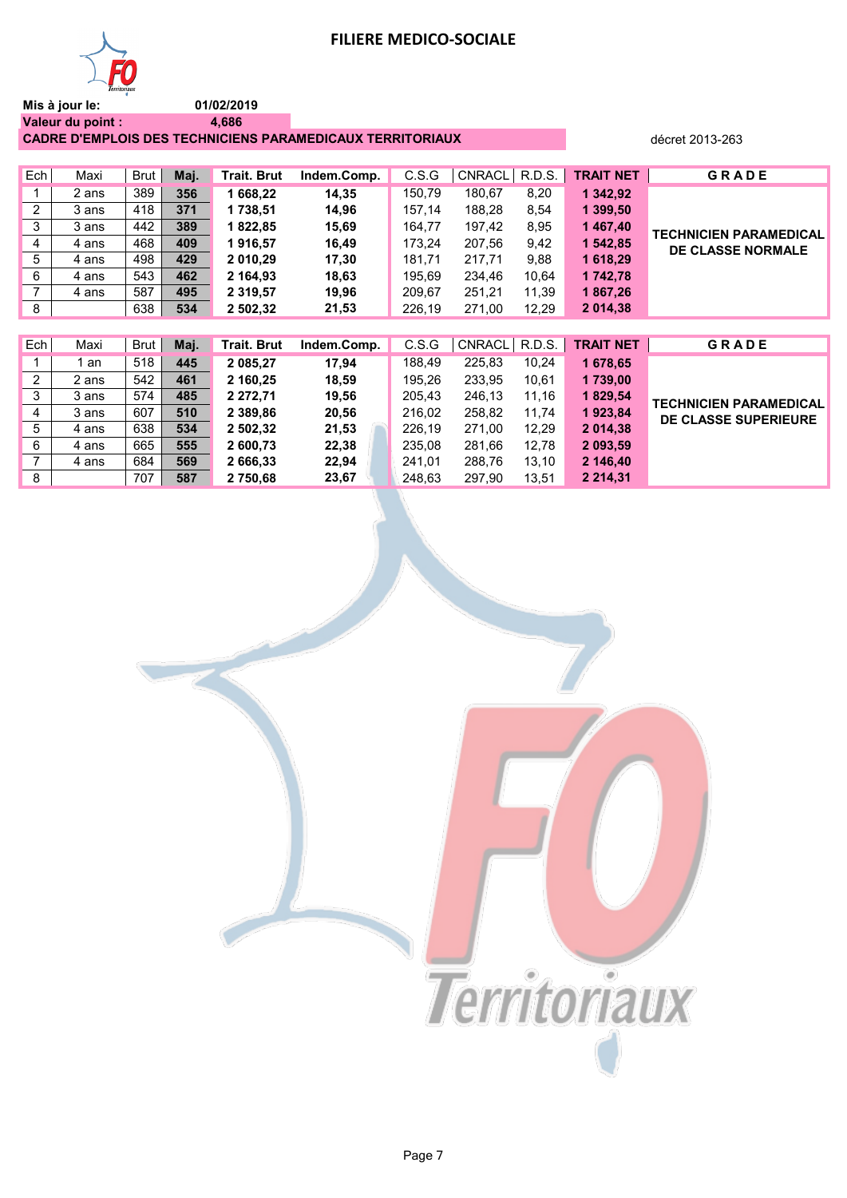# FILIERE MEDICO-SOCIALE

**Mis à jour le:** **01/02/2019**

**Valeur du point :** **4,686**

**CADRE D'EMPLOIS DES TECHNICIENS PARAMEDICAUX TERRITORIAUX**

décret 2013-263

| Ech | Maxi | Brut | Maj. | Trait. Brut | Indem.Comp. | C.S.G | CNRACL | R.D.S. | TRAIT NET | GRADE |
|---|---|---|---|---|---|---|---|---|---|---|
| 1 | 2 ans | 389 | **356** | **1 668,22** | **14,35** | 150,79 | 180,67 | 8,20 | **1 342,92** | **TECHNICIEN PARAMEDICAL DE CLASSE NORMALE** |
| 2 | 3 ans | 418 | **371** | **1 738,51** | **14,96** | 157,14 | 188,28 | 8,54 | **1 399,50** | |
| 3 | 3 ans | 442 | **389** | **1 822,85** | **15,69** | 164,77 | 197,42 | 8,95 | **1 467,40** | |
| 4 | 4 ans | 468 | **409** | **1 916,57** | **16,49** | 173,24 | 207,56 | 9,42 | **1 542,85** | |
| 5 | 4 ans | 498 | **429** | **2 010,29** | **17,30** | 181,71 | 217,71 | 9,88 | **1 618,29** | |
| 6 | 4 ans | 543 | **462** | **2 164,93** | **18,63** | 195,69 | 234,46 | 10,64 | **1 742,78** | |
| 7 | 4 ans | 587 | **495** | **2 319,57** | **19,96** | 209,67 | 251,21 | 11,39 | **1 867,26** | |
| 8 | | 638 | **534** | **2 502,32** | **21,53** | 226,19 | 271,00 | 12,29 | **2 014,38** | |

| Ech | Maxi | Brut | Maj. | Trait. Brut | Indem.Comp. | C.S.G | CNRACL | R.D.S. | TRAIT NET | GRADE |
|---|---|---|---|---|---|---|---|---|---|---|
| 1 | 1 an | 518 | **445** | **2 085,27** | **17,94** | 188,49 | 225,83 | 10,24 | **1 678,65** | **TECHNICIEN PARAMEDICAL DE CLASSE SUPERIEURE** |
| 2 | 2 ans | 542 | **461** | **2 160,25** | **18,59** | 195,26 | 233,95 | 10,61 | **1 739,00** | |
| 3 | 3 ans | 574 | **485** | **2 272,71** | **19,56** | 205,43 | 246,13 | 11,16 | **1 829,54** | |
| 4 | 3 ans | 607 | **510** | **2 389,86** | **20,56** | 216,02 | 258,82 | 11,74 | **1 923,84** | |
| 5 | 4 ans | 638 | **534** | **2 502,32** | **21,53** | 226,19 | 271,00 | 12,29 | **2 014,38** | |
| 6 | 4 ans | 665 | **555** | **2 600,73** | **22,38** | 235,08 | 281,66 | 12,78 | **2 093,59** | |
| 7 | 4 ans | 684 | **569** | **2 666,33** | **22,94** | 241,01 | 288,76 | 13,10 | **2 146,40** | |
| 8 | | 707 | **587** | **2 750,68** | **23,67** | 248,63 | 297,90 | 13,51 | **2 214,31** | |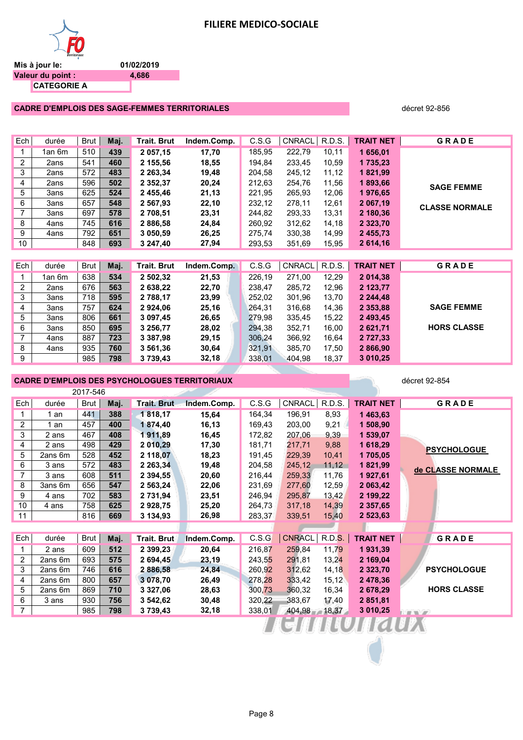# FILIERE MEDICO-SOCIALE

**Mis à jour le:** 01/02/2019

**Valeur du point :** 4,686

**CATEGORIE A**

## CADRE D'EMPLOIS DES SAGE-FEMMES TERRITORIALES

décret 92-856

| Ech | durée | Brut | Maj. | Trait. Brut | Indem.Comp. | C.S.G | CNRACL | R.D.S. | TRAIT NET | GRADE |
|---|---|---|---|---|---|---|---|---|---|---|
| 1 | 1an 6m | 510 | 439 | 2 057,15 | 17,70 | 185,95 | 222,79 | 10,11 | 1 656,01 | SAGE FEMME CLASSE NORMALE |
| 2 | 2ans | 541 | 460 | 2 155,56 | 18,55 | 194,84 | 233,45 | 10,59 | 1 735,23 | |
| 3 | 2ans | 572 | 483 | 2 263,34 | 19,48 | 204,58 | 245,12 | 11,12 | 1 821,99 | |
| 4 | 2ans | 596 | 502 | 2 352,37 | 20,24 | 212,63 | 254,76 | 11,56 | 1 893,66 | |
| 5 | 3ans | 625 | 524 | 2 455,46 | 21,13 | 221,95 | 265,93 | 12,06 | 1 976,65 | |
| 6 | 3ans | 657 | 548 | 2 567,93 | 22,10 | 232,12 | 278,11 | 12,61 | 2 067,19 | |
| 7 | 3ans | 697 | 578 | 2 708,51 | 23,31 | 244,82 | 293,33 | 13,31 | 2 180,36 | |
| 8 | 4ans | 745 | 616 | 2 886,58 | 24,84 | 260,92 | 312,62 | 14,18 | 2 323,70 | |
| 9 | 4ans | 792 | 651 | 3 050,59 | 26,25 | 275,74 | 330,38 | 14,99 | 2 455,73 | |
| 10 | | 848 | 693 | 3 247,40 | 27,94 | 293,53 | 351,69 | 15,95 | 2 614,16 | |

| Ech | durée | Brut | Maj. | Trait. Brut | Indem.Comp. | C.S.G | CNRACL | R.D.S. | TRAIT NET | GRADE |
|---|---|---|---|---|---|---|---|---|---|---|
| 1 | 1an 6m | 638 | 534 | 2 502,32 | 21,53 | 226,19 | 271,00 | 12,29 | 2 014,38 | SAGE FEMME HORS CLASSE |
| 2 | 2ans | 676 | 563 | 2 638,22 | 22,70 | 238,47 | 285,72 | 12,96 | 2 123,77 | |
| 3 | 3ans | 718 | 595 | 2 788,17 | 23,99 | 252,02 | 301,96 | 13,70 | 2 244,48 | |
| 4 | 3ans | 757 | 624 | 2 924,06 | 25,16 | 264,31 | 316,68 | 14,36 | 2 353,88 | |
| 5 | 3ans | 806 | 661 | 3 097,45 | 26,65 | 279,98 | 335,45 | 15,22 | 2 493,45 | |
| 6 | 3ans | 850 | 695 | 3 256,77 | 28,02 | 294,38 | 352,71 | 16,00 | 2 621,71 | |
| 7 | 4ans | 887 | 723 | 3 387,98 | 29,15 | 306,24 | 366,92 | 16,64 | 2 727,33 | |
| 8 | 4ans | 935 | 760 | 3 561,36 | 30,64 | 321,91 | 385,70 | 17,50 | 2 866,90 | |
| 9 | | 985 | 798 | 3 739,43 | 32,18 | 338,01 | 404,98 | 18,37 | 3 010,25 | |

## CADRE D'EMPLOIS DES PSYCHOLOGUES TERRITORIAUX

décret 92-854

2017-546

| Ech | durée | Brut | Maj. | Trait. Brut | Indem.Comp. | C.S.G | CNRACL | R.D.S. | TRAIT NET | GRADE |
|---|---|---|---|---|---|---|---|---|---|---|
| 1 | 1 an | 441 | 388 | 1 818,17 | 15,64 | 164,34 | 196,91 | 8,93 | 1 463,63 | PSYCHOLOGUE de CLASSE NORMALE |
| 2 | 1 an | 457 | 400 | 1 874,40 | 16,13 | 169,43 | 203,00 | 9,21 | 1 508,90 | |
| 3 | 2 ans | 467 | 408 | 1 911,89 | 16,45 | 172,82 | 207,06 | 9,39 | 1 539,07 | |
| 4 | 2 ans | 498 | 429 | 2 010,29 | 17,30 | 181,71 | 217,71 | 9,88 | 1 618,29 | |
| 5 | 2ans 6m | 528 | 452 | 2 118,07 | 18,23 | 191,45 | 229,39 | 10,41 | 1 705,05 | |
| 6 | 3 ans | 572 | 483 | 2 263,34 | 19,48 | 204,58 | 245,12 | 11,12 | 1 821,99 | |
| 7 | 3 ans | 608 | 511 | 2 394,55 | 20,60 | 216,44 | 259,33 | 11,76 | 1 927,61 | |
| 8 | 3ans 6m | 656 | 547 | 2 563,24 | 22,06 | 231,69 | 277,60 | 12,59 | 2 063,42 | |
| 9 | 4 ans | 702 | 583 | 2 731,94 | 23,51 | 246,94 | 295,87 | 13,42 | 2 199,22 | |
| 10 | 4 ans | 758 | 625 | 2 928,75 | 25,20 | 264,73 | 317,18 | 14,39 | 2 357,65 | |
| 11 | | 816 | 669 | 3 134,93 | 26,98 | 283,37 | 339,51 | 15,40 | 2 523,63 | |

| Ech | durée | Brut | Maj. | Trait. Brut | Indem.Comp. | C.S.G | CNRACL | R.D.S. | TRAIT NET | GRADE |
|---|---|---|---|---|---|---|---|---|---|---|
| 1 | 2 ans | 609 | 512 | 2 399,23 | 20,64 | 216,87 | 259,84 | 11,79 | 1 931,39 | PSYCHOLOGUE HORS CLASSE |
| 2 | 2ans 6m | 693 | 575 | 2 694,45 | 23,19 | 243,55 | 291,81 | 13,24 | 2 169,04 | |
| 3 | 2ans 6m | 746 | 616 | 2 886,58 | 24,84 | 260,92 | 312,62 | 14,18 | 2 323,70 | |
| 4 | 2ans 6m | 800 | 657 | 3 078,70 | 26,49 | 278,28 | 333,42 | 15,12 | 2 478,36 | |
| 5 | 2ans 6m | 869 | 710 | 3 327,06 | 28,63 | 300,73 | 360,32 | 16,34 | 2 678,29 | |
| 6 | 3 ans | 930 | 756 | 3 542,62 | 30,48 | 320,22 | 383,67 | 17,40 | 2 851,81 | |
| 7 | | 985 | 798 | 3 739,43 | 32,18 | 338,01 | 404,98 | 18,37 | 3 010,25 | |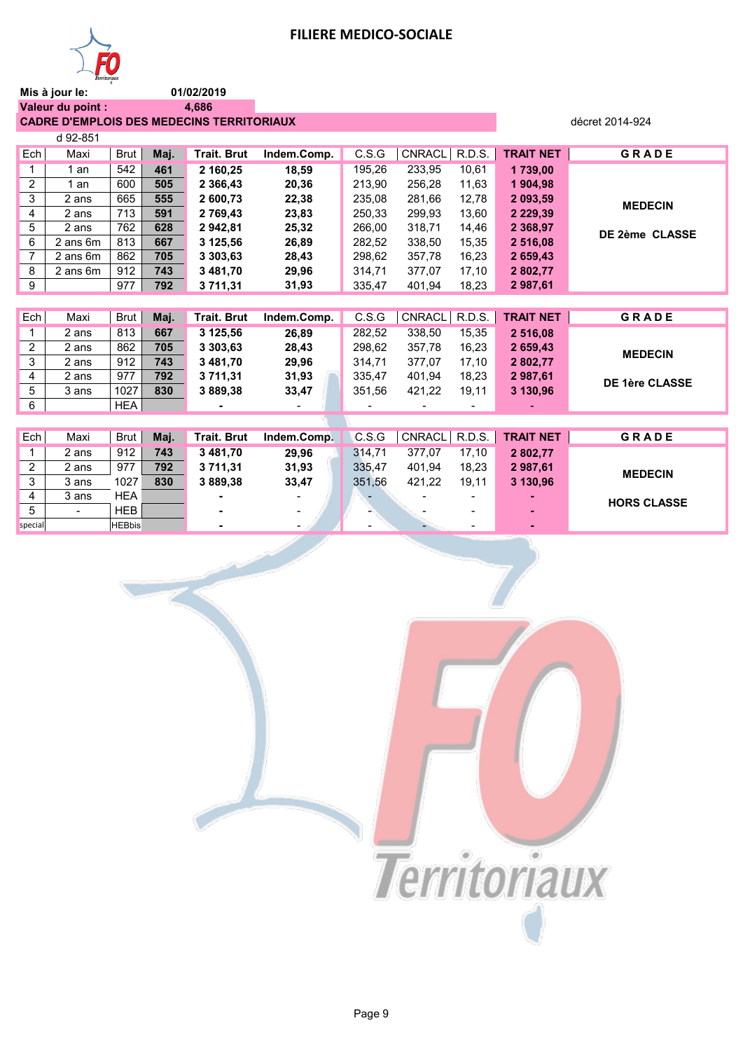# FILIERE MEDICO-SOCIALE

**Mis à jour le:** 01/02/2019

**Valeur du point :** 4,686

**CADRE D'EMPLOIS DES MEDECINS TERRITORIAUX** — décret 2014-924

d 92-851

| Ech | Maxi | Brut | Maj. | Trait. Brut | Indem.Comp. | C.S.G | CNRACL | R.D.S. | TRAIT NET | GRADE |
|---|---|---|---|---|---|---|---|---|---|---|
| 1 | 1 an | 542 | 461 | 2 160,25 | 18,59 | 195,26 | 233,95 | 10,61 | 1 739,00 | MEDECIN DE 2ème CLASSE |
| 2 | 1 an | 600 | 505 | 2 366,43 | 20,36 | 213,90 | 256,28 | 11,63 | 1 904,98 | |
| 3 | 2 ans | 665 | 555 | 2 600,73 | 22,38 | 235,08 | 281,66 | 12,78 | 2 093,59 | |
| 4 | 2 ans | 713 | 591 | 2 769,43 | 23,83 | 250,33 | 299,93 | 13,60 | 2 229,39 | |
| 5 | 2 ans | 762 | 628 | 2 942,81 | 25,32 | 266,00 | 318,71 | 14,46 | 2 368,97 | |
| 6 | 2 ans 6m | 813 | 667 | 3 125,56 | 26,89 | 282,52 | 338,50 | 15,35 | 2 516,08 | |
| 7 | 2 ans 6m | 862 | 705 | 3 303,63 | 28,43 | 298,62 | 357,78 | 16,23 | 2 659,43 | |
| 8 | 2 ans 6m | 912 | 743 | 3 481,70 | 29,96 | 314,71 | 377,07 | 17,10 | 2 802,77 | |
| 9 | | 977 | 792 | 3 711,31 | 31,93 | 335,47 | 401,94 | 18,23 | 2 987,61 | |

| Ech | Maxi | Brut | Maj. | Trait. Brut | Indem.Comp. | C.S.G | CNRACL | R.D.S. | TRAIT NET | GRADE |
|---|---|---|---|---|---|---|---|---|---|---|
| 1 | 2 ans | 813 | 667 | 3 125,56 | 26,89 | 282,52 | 338,50 | 15,35 | 2 516,08 | MEDECIN DE 1ère CLASSE |
| 2 | 2 ans | 862 | 705 | 3 303,63 | 28,43 | 298,62 | 357,78 | 16,23 | 2 659,43 | |
| 3 | 2 ans | 912 | 743 | 3 481,70 | 29,96 | 314,71 | 377,07 | 17,10 | 2 802,77 | |
| 4 | 2 ans | 977 | 792 | 3 711,31 | 31,93 | 335,47 | 401,94 | 18,23 | 2 987,61 | |
| 5 | 3 ans | 1027 | 830 | 3 889,38 | 33,47 | 351,56 | 421,22 | 19,11 | 3 130,96 | |
| 6 | | HEA | | - | - | - | - | - | - | |

| Ech | Maxi | Brut | Maj. | Trait. Brut | Indem.Comp. | C.S.G | CNRACL | R.D.S. | TRAIT NET | GRADE |
|---|---|---|---|---|---|---|---|---|---|---|
| 1 | 2 ans | 912 | 743 | 3 481,70 | 29,96 | 314,71 | 377,07 | 17,10 | 2 802,77 | MEDECIN HORS CLASSE |
| 2 | 2 ans | 977 | 792 | 3 711,31 | 31,93 | 335,47 | 401,94 | 18,23 | 2 987,61 | |
| 3 | 3 ans | 1027 | 830 | 3 889,38 | 33,47 | 351,56 | 421,22 | 19,11 | 3 130,96 | |
| 4 | 3 ans | HEA | | - | - | - | - | - | - | |
| 5 | - | HEB | | - | - | - | - | - | - | |
| special | | HEBbis | | - | - | - | - | - | - | |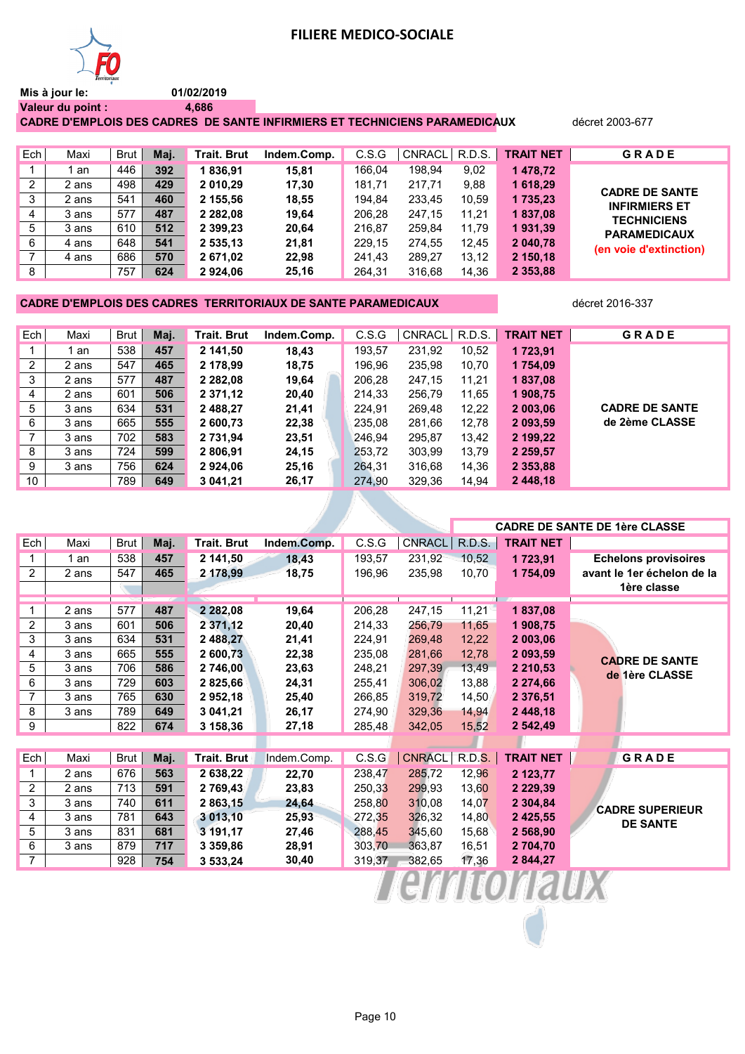# FILIERE MEDICO-SOCIALE

Mis à jour le: 01/02/2019

Valeur du point : 4,686

**CADRE D'EMPLOIS DES CADRES DE SANTE INFIRMIERS ET TECHNICIENS PARAMEDICAUX** — décret 2003-677

| Ech | Maxi | Brut | Maj. | Trait. Brut | Indem.Comp. | C.S.G | CNRACL | R.D.S. | TRAIT NET | GRADE |
|---|---|---|---|---|---|---|---|---|---|---|
| 1 | 1 an | 446 | 392 | 1 836,91 | 15,81 | 166,04 | 198,94 | 9,02 | 1 478,72 | CADRE DE SANTE INFIRMIERS ET TECHNICIENS PARAMEDICAUX (en voie d'extinction) |
| 2 | 2 ans | 498 | 429 | 2 010,29 | 17,30 | 181,71 | 217,71 | 9,88 | 1 618,29 | |
| 3 | 2 ans | 541 | 460 | 2 155,56 | 18,55 | 194,84 | 233,45 | 10,59 | 1 735,23 | |
| 4 | 3 ans | 577 | 487 | 2 282,08 | 19,64 | 206,28 | 247,15 | 11,21 | 1 837,08 | |
| 5 | 3 ans | 610 | 512 | 2 399,23 | 20,64 | 216,87 | 259,84 | 11,79 | 1 931,39 | |
| 6 | 4 ans | 648 | 541 | 2 535,13 | 21,81 | 229,15 | 274,55 | 12,45 | 2 040,78 | |
| 7 | 4 ans | 686 | 570 | 2 671,02 | 22,98 | 241,43 | 289,27 | 13,12 | 2 150,18 | |
| 8 | | 757 | 624 | 2 924,06 | 25,16 | 264,31 | 316,68 | 14,36 | 2 353,88 | |

**CADRE D'EMPLOIS DES CADRES TERRITORIAUX DE SANTE PARAMEDICAUX** — décret 2016-337

| Ech | Maxi | Brut | Maj. | Trait. Brut | Indem.Comp. | C.S.G | CNRACL | R.D.S. | TRAIT NET | GRADE |
|---|---|---|---|---|---|---|---|---|---|---|
| 1 | 1 an | 538 | 457 | 2 141,50 | 18,43 | 193,57 | 231,92 | 10,52 | 1 723,91 | CADRE DE SANTE de 2ème CLASSE |
| 2 | 2 ans | 547 | 465 | 2 178,99 | 18,75 | 196,96 | 235,98 | 10,70 | 1 754,09 | |
| 3 | 2 ans | 577 | 487 | 2 282,08 | 19,64 | 206,28 | 247,15 | 11,21 | 1 837,08 | |
| 4 | 2 ans | 601 | 506 | 2 371,12 | 20,40 | 214,33 | 256,79 | 11,65 | 1 908,75 | |
| 5 | 3 ans | 634 | 531 | 2 488,27 | 21,41 | 224,91 | 269,48 | 12,22 | 2 003,06 | |
| 6 | 3 ans | 665 | 555 | 2 600,73 | 22,38 | 235,08 | 281,66 | 12,78 | 2 093,59 | |
| 7 | 3 ans | 702 | 583 | 2 731,94 | 23,51 | 246,94 | 295,87 | 13,42 | 2 199,22 | |
| 8 | 3 ans | 724 | 599 | 2 806,91 | 24,15 | 253,72 | 303,99 | 13,79 | 2 259,57 | |
| 9 | 3 ans | 756 | 624 | 2 924,06 | 25,16 | 264,31 | 316,68 | 14,36 | 2 353,88 | |
| 10 | | 789 | 649 | 3 041,21 | 26,17 | 274,90 | 329,36 | 14,94 | 2 448,18 | |

**CADRE DE SANTE DE 1ère CLASSE**

| Ech | Maxi | Brut | Maj. | Trait. Brut | Indem.Comp. | C.S.G | CNRACL | R.D.S. | TRAIT NET | GRADE |
|---|---|---|---|---|---|---|---|---|---|---|
| 1 | 1 an | 538 | 457 | 2 141,50 | 18,43 | 193,57 | 231,92 | 10,52 | 1 723,91 | Echelons provisoires avant le 1er échelon de la 1ère classe |
| 2 | 2 ans | 547 | 465 | 2 178,99 | 18,75 | 196,96 | 235,98 | 10,70 | 1 754,09 | |
| 1 | 2 ans | 577 | 487 | 2 282,08 | 19,64 | 206,28 | 247,15 | 11,21 | 1 837,08 | CADRE DE SANTE de 1ère CLASSE |
| 2 | 3 ans | 601 | 506 | 2 371,12 | 20,40 | 214,33 | 256,79 | 11,65 | 1 908,75 | |
| 3 | 3 ans | 634 | 531 | 2 488,27 | 21,41 | 224,91 | 269,48 | 12,22 | 2 003,06 | |
| 4 | 3 ans | 665 | 555 | 2 600,73 | 22,38 | 235,08 | 281,66 | 12,78 | 2 093,59 | |
| 5 | 3 ans | 706 | 586 | 2 746,00 | 23,63 | 248,21 | 297,39 | 13,49 | 2 210,53 | |
| 6 | 3 ans | 729 | 603 | 2 825,66 | 24,31 | 255,41 | 306,02 | 13,88 | 2 274,66 | |
| 7 | 3 ans | 765 | 630 | 2 952,18 | 25,40 | 266,85 | 319,72 | 14,50 | 2 376,51 | |
| 8 | 3 ans | 789 | 649 | 3 041,21 | 26,17 | 274,90 | 329,36 | 14,94 | 2 448,18 | |
| 9 | | 822 | 674 | 3 158,36 | 27,18 | 285,48 | 342,05 | 15,52 | 2 542,49 | |

| Ech | Maxi | Brut | Maj. | Trait. Brut | Indem.Comp. | C.S.G | CNRACL | R.D.S. | TRAIT NET | GRADE |
|---|---|---|---|---|---|---|---|---|---|---|
| 1 | 2 ans | 676 | 563 | 2 638,22 | 22,70 | 238,47 | 285,72 | 12,96 | 2 123,77 | CADRE SUPERIEUR DE SANTE |
| 2 | 2 ans | 713 | 591 | 2 769,43 | 23,83 | 250,33 | 299,93 | 13,60 | 2 229,39 | |
| 3 | 3 ans | 740 | 611 | 2 863,15 | 24,64 | 258,80 | 310,08 | 14,07 | 2 304,84 | |
| 4 | 3 ans | 781 | 643 | 3 013,10 | 25,93 | 272,35 | 326,32 | 14,80 | 2 425,55 | |
| 5 | 3 ans | 831 | 681 | 3 191,17 | 27,46 | 288,45 | 345,60 | 15,68 | 2 568,90 | |
| 6 | 3 ans | 879 | 717 | 3 359,86 | 28,91 | 303,70 | 363,87 | 16,51 | 2 704,70 | |
| 7 | | 928 | 754 | 3 533,24 | 30,40 | 319,37 | 382,65 | 17,36 | 2 844,27 | |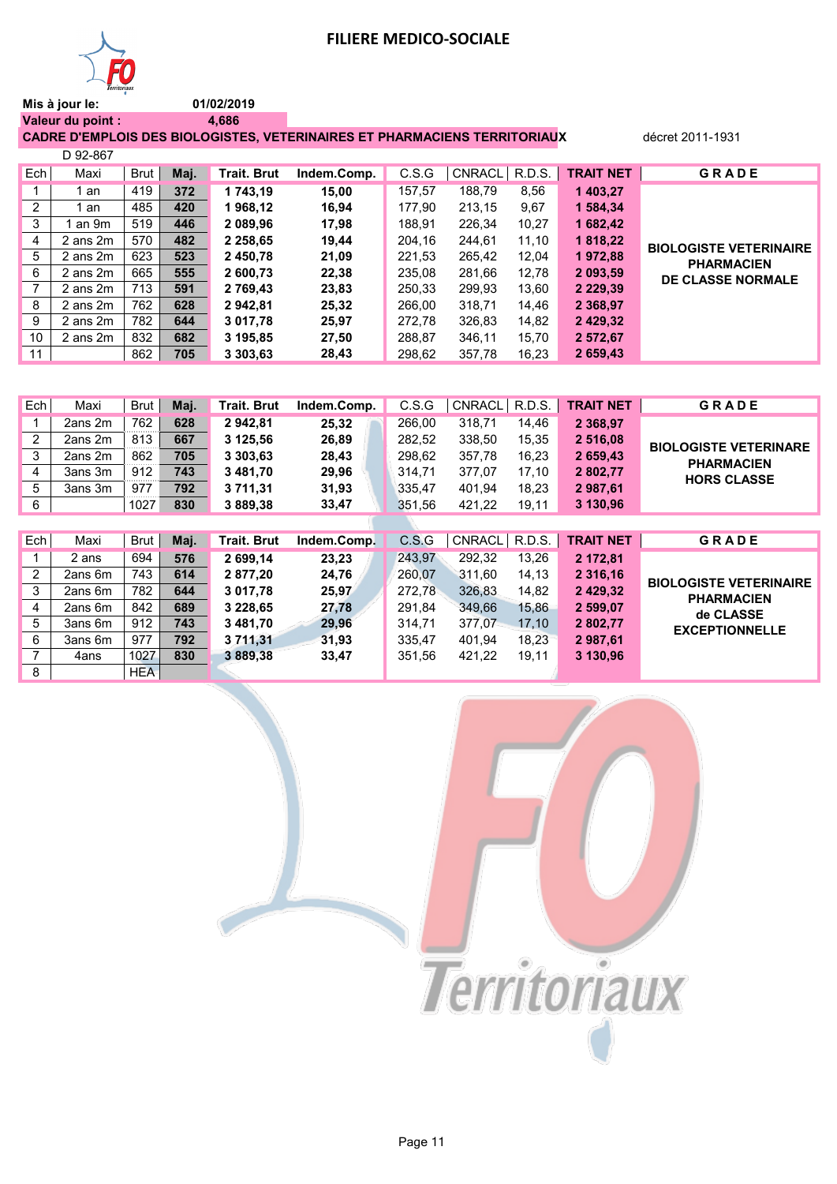# FILIERE MEDICO-SOCIALE

**Mis à jour le:** 01/02/2019

**Valeur du point :** 4,686

**CADRE D'EMPLOIS DES BIOLOGISTES, VETERINAIRES ET PHARMACIENS TERRITORIAUX** — décret 2011-1931

D 92-867

| Ech | Maxi | Brut | Maj. | Trait. Brut | Indem.Comp. | C.S.G | CNRACL | R.D.S. | TRAIT NET | GRADE |
|---|---|---|---|---|---|---|---|---|---|---|
| 1 | 1 an | 419 | 372 | 1 743,19 | 15,00 | 157,57 | 188,79 | 8,56 | 1 403,27 | BIOLOGISTE VETERINAIRE PHARMACIEN DE CLASSE NORMALE |
| 2 | 1 an | 485 | 420 | 1 968,12 | 16,94 | 177,90 | 213,15 | 9,67 | 1 584,34 | |
| 3 | 1 an 9m | 519 | 446 | 2 089,96 | 17,98 | 188,91 | 226,34 | 10,27 | 1 682,42 | |
| 4 | 2 ans 2m | 570 | 482 | 2 258,65 | 19,44 | 204,16 | 244,61 | 11,10 | 1 818,22 | |
| 5 | 2 ans 2m | 623 | 523 | 2 450,78 | 21,09 | 221,53 | 265,42 | 12,04 | 1 972,88 | |
| 6 | 2 ans 2m | 665 | 555 | 2 600,73 | 22,38 | 235,08 | 281,66 | 12,78 | 2 093,59 | |
| 7 | 2 ans 2m | 713 | 591 | 2 769,43 | 23,83 | 250,33 | 299,93 | 13,60 | 2 229,39 | |
| 8 | 2 ans 2m | 762 | 628 | 2 942,81 | 25,32 | 266,00 | 318,71 | 14,46 | 2 368,97 | |
| 9 | 2 ans 2m | 782 | 644 | 3 017,78 | 25,97 | 272,78 | 326,83 | 14,82 | 2 429,32 | |
| 10 | 2 ans 2m | 832 | 682 | 3 195,85 | 27,50 | 288,87 | 346,11 | 15,70 | 2 572,67 | |
| 11 | | 862 | 705 | 3 303,63 | 28,43 | 298,62 | 357,78 | 16,23 | 2 659,43 | |

| Ech | Maxi | Brut | Maj. | Trait. Brut | Indem.Comp. | C.S.G | CNRACL | R.D.S. | TRAIT NET | GRADE |
|---|---|---|---|---|---|---|---|---|---|---|
| 1 | 2ans 2m | 762 | 628 | 2 942,81 | 25,32 | 266,00 | 318,71 | 14,46 | 2 368,97 | BIOLOGISTE VETERINARE PHARMACIEN HORS CLASSE |
| 2 | 2ans 2m | 813 | 667 | 3 125,56 | 26,89 | 282,52 | 338,50 | 15,35 | 2 516,08 | |
| 3 | 2ans 2m | 862 | 705 | 3 303,63 | 28,43 | 298,62 | 357,78 | 16,23 | 2 659,43 | |
| 4 | 3ans 3m | 912 | 743 | 3 481,70 | 29,96 | 314,71 | 377,07 | 17,10 | 2 802,77 | |
| 5 | 3ans 3m | 977 | 792 | 3 711,31 | 31,93 | 335,47 | 401,94 | 18,23 | 2 987,61 | |
| 6 | | 1027 | 830 | 3 889,38 | 33,47 | 351,56 | 421,22 | 19,11 | 3 130,96 | |

| Ech | Maxi | Brut | Maj. | Trait. Brut | Indem.Comp. | C.S.G | CNRACL | R.D.S. | TRAIT NET | GRADE |
|---|---|---|---|---|---|---|---|---|---|---|
| 1 | 2 ans | 694 | 576 | 2 699,14 | 23,23 | 243,97 | 292,32 | 13,26 | 2 172,81 | BIOLOGISTE VETERINAIRE PHARMACIEN de CLASSE EXCEPTIONNELLE |
| 2 | 2ans 6m | 743 | 614 | 2 877,20 | 24,76 | 260,07 | 311,60 | 14,13 | 2 316,16 | |
| 3 | 2ans 6m | 782 | 644 | 3 017,78 | 25,97 | 272,78 | 326,83 | 14,82 | 2 429,32 | |
| 4 | 2ans 6m | 842 | 689 | 3 228,65 | 27,78 | 291,84 | 349,66 | 15,86 | 2 599,07 | |
| 5 | 3ans 6m | 912 | 743 | 3 481,70 | 29,96 | 314,71 | 377,07 | 17,10 | 2 802,77 | |
| 6 | 3ans 6m | 977 | 792 | 3 711,31 | 31,93 | 335,47 | 401,94 | 18,23 | 2 987,61 | |
| 7 | 4ans | 1027 | 830 | 3 889,38 | 33,47 | 351,56 | 421,22 | 19,11 | 3 130,96 | |
| 8 | | HEA | | | | | | | | |